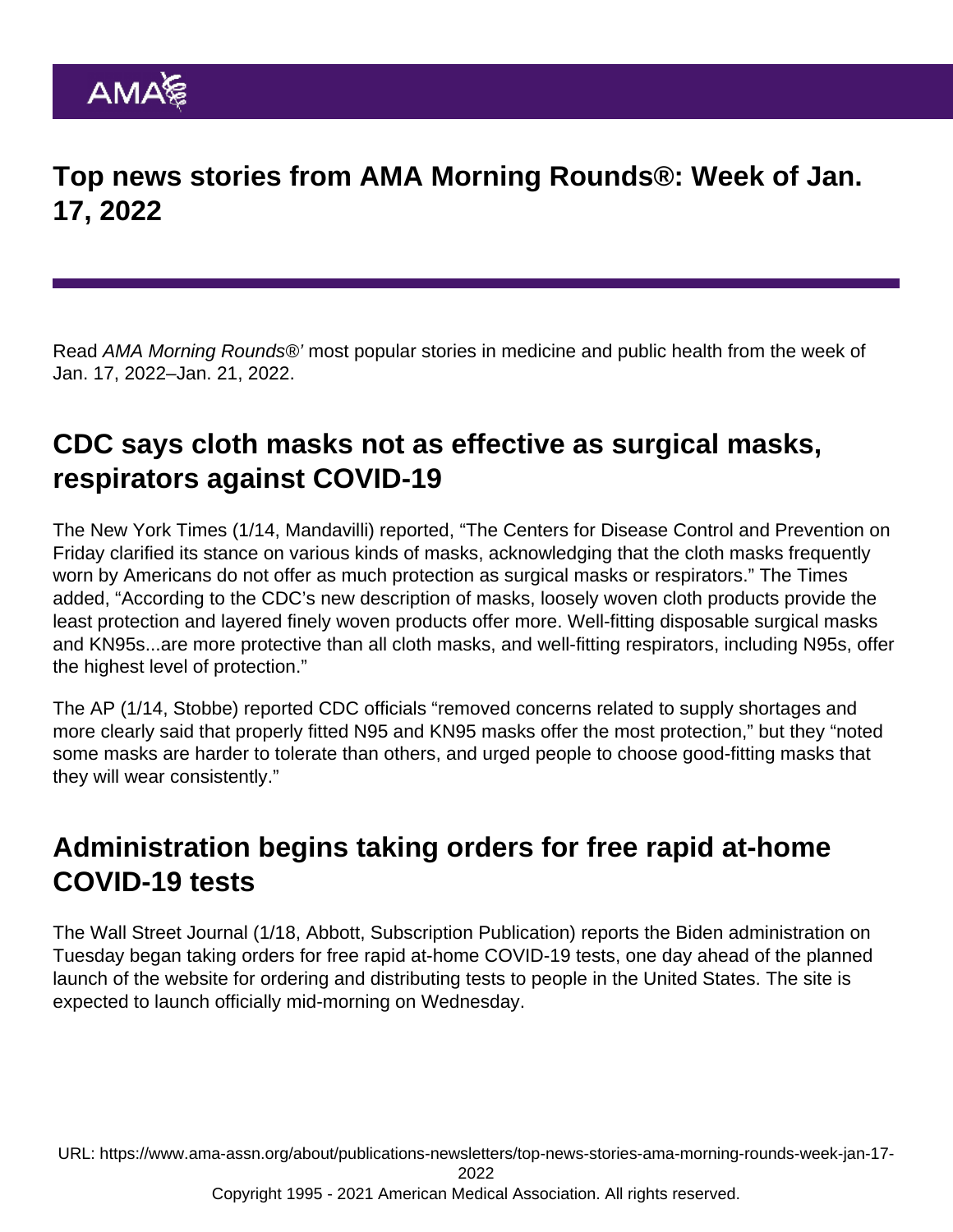# Top news stories from AMA Morning Rounds®: Week of Jan. 17, 2022

Read *AMA Morning Rounds®'* most popular stories in medicine and public health from the week of Jan. 17, 2022–Jan. 21, 2022.

## CDC says cloth masks not as effective as surgical masks, respirators against COVID-19

The New York Times (1/14, Mandavilli) reported, "The Centers for Disease Control and Prevention on Friday clarified its stance on various kinds of masks, acknowledging that the cloth masks frequently worn by Americans do not offer as much protection as surgical masks or respirators." The Times added, "According to the CDC's new description of masks, loosely woven cloth products provide the least protection and layered finely woven products offer more. Well-fitting disposable surgical masks and KN95s...are more protective than all cloth masks, and well-fitting respirators, including N95s, offer the highest level of protection."

The AP (1/14, Stobbe) reported CDC officials "removed concerns related to supply shortages and more clearly said that properly fitted N95 and KN95 masks offer the most protection," but they "noted some masks are harder to tolerate than others, and urged people to choose good-fitting masks that they will wear consistently."

## Administration begins taking orders for free rapid at-home COVID-19 tests

The Wall Street Journal (1/18, Abbott, Subscription Publication) reports the Biden administration on Tuesday began taking orders for free rapid at-home COVID-19 tests, one day ahead of the planned launch of the website for ordering and distributing tests to people in the United States. The site is expected to launch officially mid-morning on Wednesday.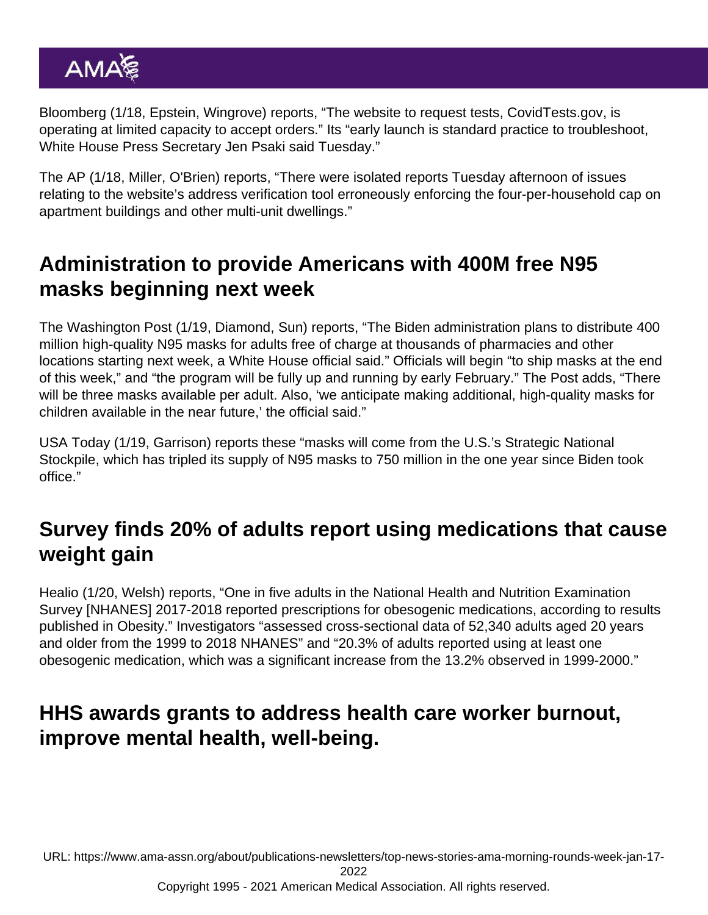Bloomberg (1/18, Epstein, Wingrove) reports, "The website to request tests, CovidTests.gov, is operating at limited capacity to accept orders." Its "early launch is standard practice to troubleshoot, White House Press Secretary Jen Psaki said Tuesday."

The AP (1/18, Miller, O'Brien) reports, "There were isolated reports Tuesday afternoon of issues relating to the website's address verification tool erroneously enforcing the four-per-household cap on apartment buildings and other multi-unit dwellings."

## Administration to provide Americans with 400M free N95 masks beginning next week

The Washington Post (1/19, Diamond, Sun) reports, "The Biden administration plans to distribute 400 million high-quality N95 masks for adults free of charge at thousands of pharmacies and other locations starting next week, a White House official said." Officials will begin "to ship masks at the end of this week," and "the program will be fully up and running by early February." The Post adds, "There will be three masks available per adult. Also, 'we anticipate making additional, high-quality masks for children available in the near future,' the official said."

USA Today (1/19, Garrison) reports these "masks will come from the U.S.'s Strategic National Stockpile, which has tripled its supply of N95 masks to 750 million in the one year since Biden took office."

## Survey finds 20% of adults report using medications that cause weight gain

Healio (1/20, Welsh) reports, "One in five adults in the National Health and Nutrition Examination Survey [NHANES] 2017-2018 reported prescriptions for obesogenic medications, according to results published in Obesity." Investigators "assessed cross-sectional data of 52,340 adults aged 20 years and older from the 1999 to 2018 NHANES" and "20.3% of adults reported using at least one obesogenic medication, which was a significant increase from the 13.2% observed in 1999-2000."

## HHS awards grants to address health care worker burnout, improve mental health, well-being.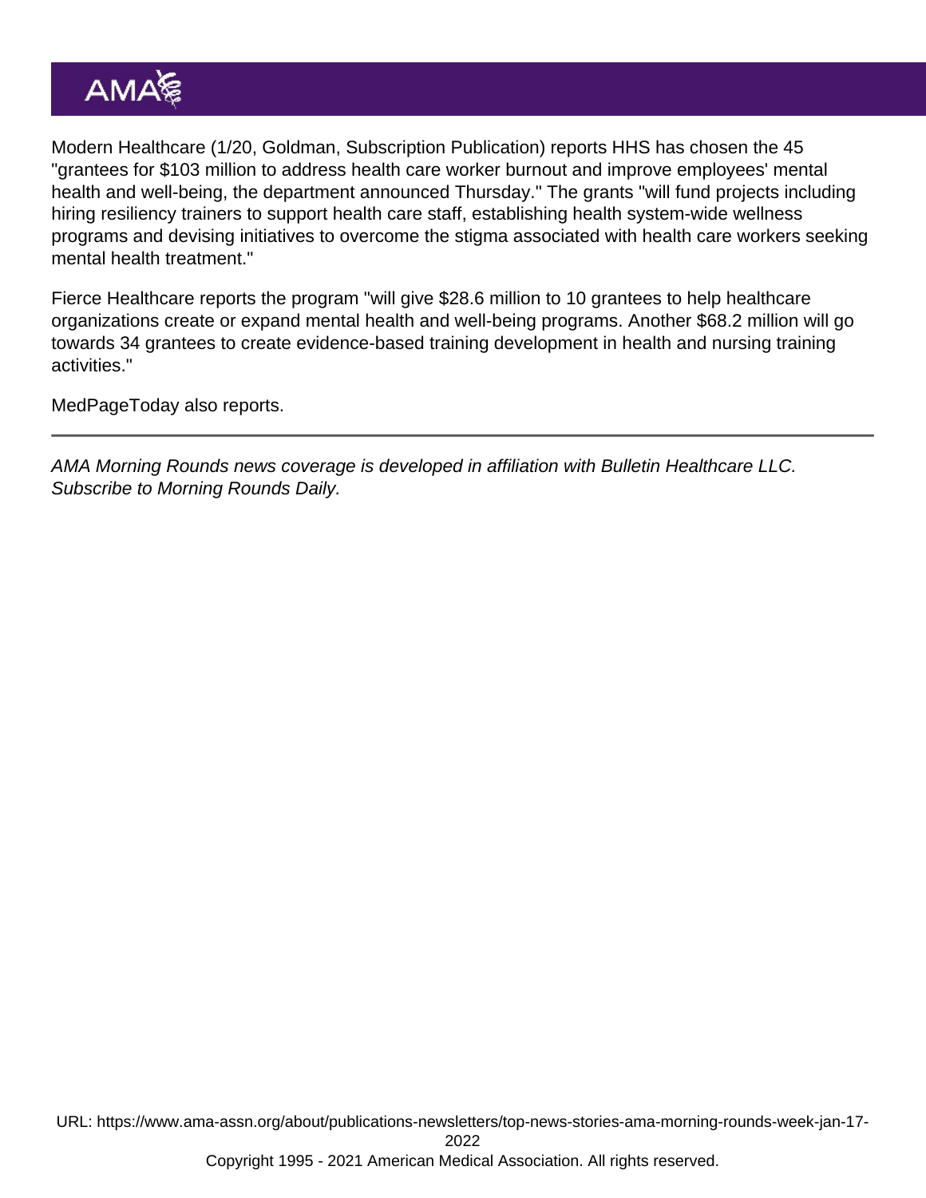Modern Healthcare (1/20, Goldman, Subscription Publication) reports HHS has chosen the 45 "grantees for $103 million to address health care worker burnout and improve employees' mental health and well-being, the department announced Thursday." The grants "will fund projects including hiring resiliency trainers to support health care staff, establishing health system-wide wellness programs and devising initiatives to overcome the stigma associated with health care workers seeking mental health treatment."

Fierce Healthcare reports the program "will give $28.6 million to 10 grantees to help healthcare organizations create or expand mental health and well-being programs. Another $68.2 million will go towards 34 grantees to create evidence-based training development in health and nursing training activities."

MedPageToday also reports.

---

*AMA Morning Rounds news coverage is developed in affiliation with Bulletin Healthcare LLC. Subscribe to Morning Rounds Daily.*

URL: https://www.ama-assn.org/about/publications-newsletters/top-news-stories-ama-morning-rounds-week-jan-17-2022

Copyright 1995 - 2021 American Medical Association. All rights reserved.